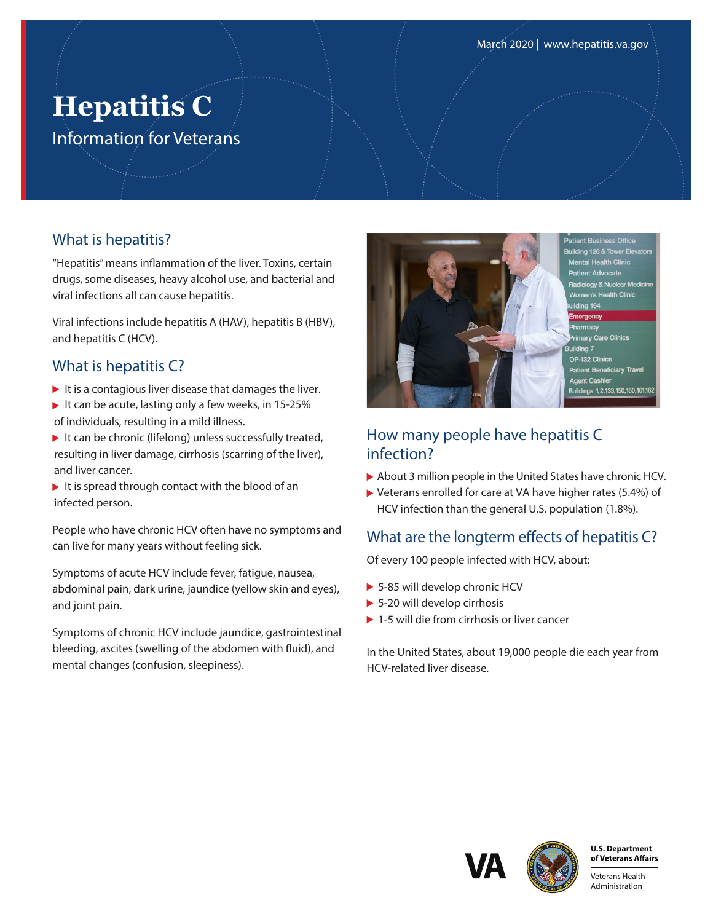March 2020 | www.hepatitis.va.gov

# Hepatitis C

Information for Veterans

## What is hepatitis?

"Hepatitis" means inflammation of the liver. Toxins, certain drugs, some diseases, heavy alcohol use, and bacterial and viral infections all can cause hepatitis.

Viral infections include hepatitis A (HAV), hepatitis B (HBV), and hepatitis C (HCV).

## What is hepatitis C?

- It is a contagious liver disease that damages the liver.
- It can be acute, lasting only a few weeks, in 15-25% of individuals, resulting in a mild illness.
- It can be chronic (lifelong) unless successfully treated, resulting in liver damage, cirrhosis (scarring of the liver), and liver cancer.
- It is spread through contact with the blood of an infected person.

People who have chronic HCV often have no symptoms and can live for many years without feeling sick.

Symptoms of acute HCV include fever, fatigue, nausea, abdominal pain, dark urine, jaundice (yellow skin and eyes), and joint pain.

Symptoms of chronic HCV include jaundice, gastrointestinal bleeding, ascites (swelling of the abdomen with fluid), and mental changes (confusion, sleepiness).

## How many people have hepatitis C infection?

- About 3 million people in the United States have chronic HCV.
- Veterans enrolled for care at VA have higher rates (5.4%) of HCV infection than the general U.S. population (1.8%).

## What are the longterm effects of hepatitis C?

Of every 100 people infected with HCV, about:

- 5-85 will develop chronic HCV
- 5-20 will develop cirrhosis
- 1-5 will die from cirrhosis or liver cancer

In the United States, about 19,000 people die each year from HCV-related liver disease.

U.S. Department of Veterans Affairs

Veterans Health Administration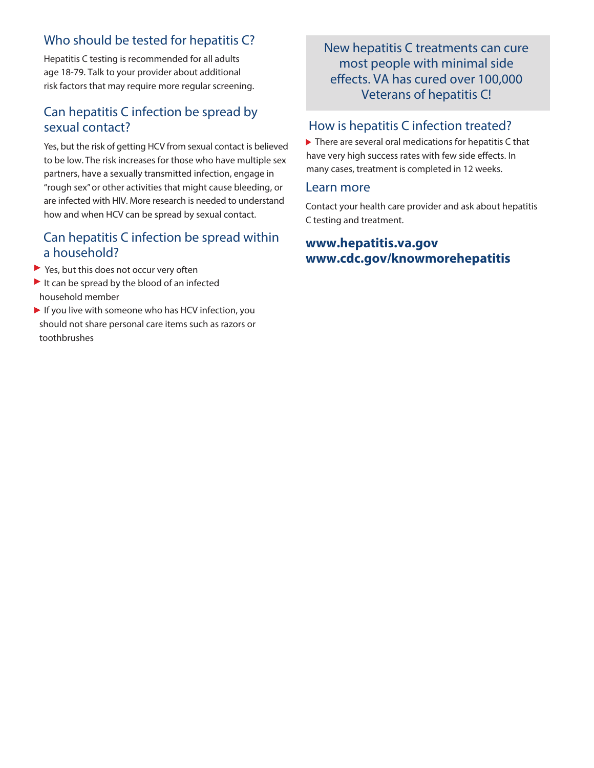## Who should be tested for hepatitis C?

Hepatitis C testing is recommended for all adults age 18-79. Talk to your provider about additional risk factors that may require more regular screening.

## Can hepatitis C infection be spread by sexual contact?

Yes, but the risk of getting HCV from sexual contact is believed to be low. The risk increases for those who have multiple sex partners, have a sexually transmitted infection, engage in "rough sex" or other activities that might cause bleeding, or are infected with HIV. More research is needed to understand how and when HCV can be spread by sexual contact.

## Can hepatitis C infection be spread within a household?

- Yes, but this does not occur very often
- It can be spread by the blood of an infected household member
- If you live with someone who has HCV infection, you should not share personal care items such as razors or toothbrushes

New hepatitis C treatments can cure most people with minimal side effects. VA has cured over 100,000 Veterans of hepatitis C!

## How is hepatitis C infection treated?

- There are several oral medications for hepatitis C that have very high success rates with few side effects. In many cases, treatment is completed in 12 weeks.

## Learn more

Contact your health care provider and ask about hepatitis C testing and treatment.

**www.hepatitis.va.gov**
**www.cdc.gov/knowmorehepatitis**